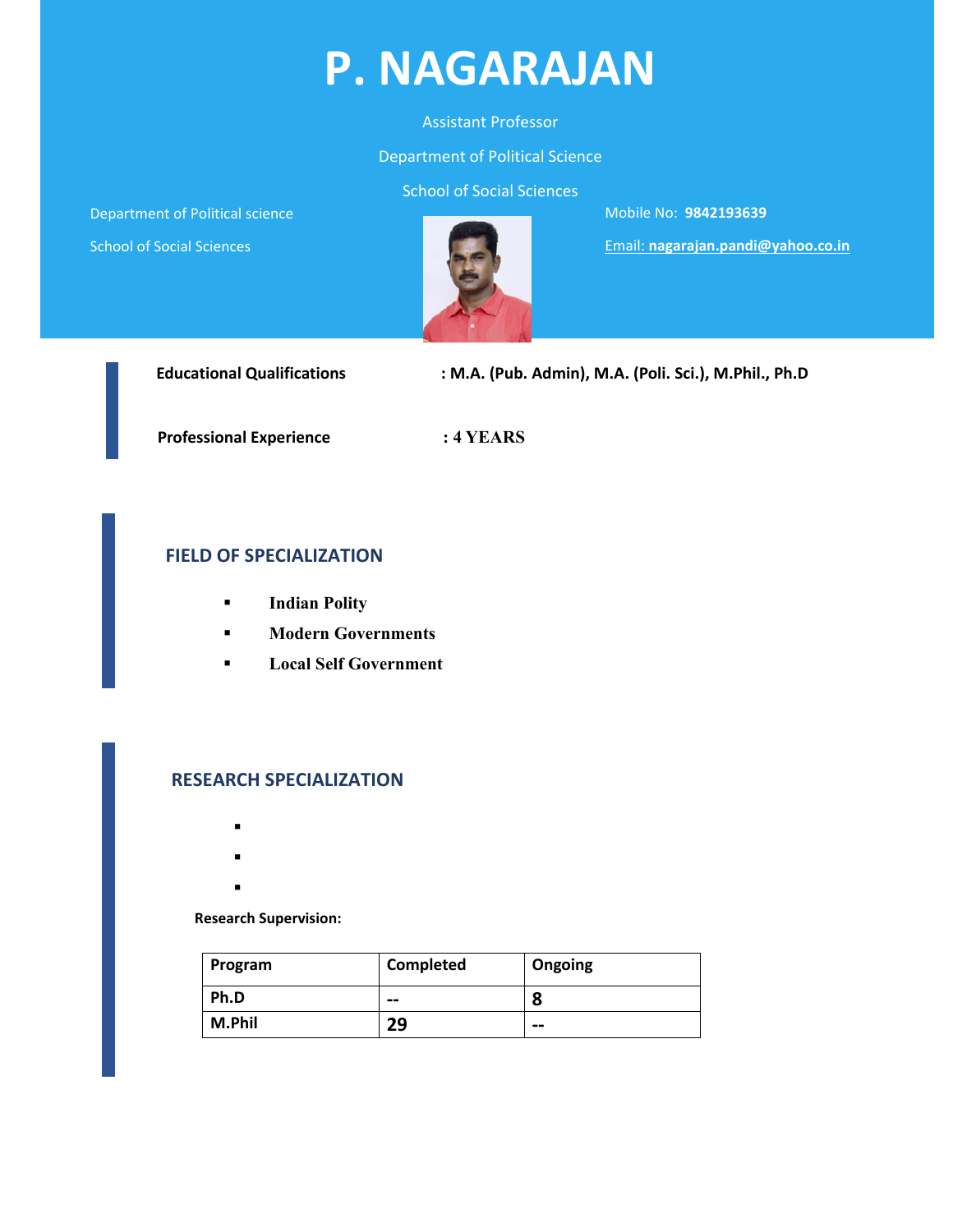# P. NAGARAJAN

Assistant Professor

Department of Political Science

School of Social Sciences

Department of Political science

School of Social Sciences

Mobile No: **9842193639**

Email: **nagarajan.pandi@yahoo.co.in**

**Educational Qualifications** : **M.A. (Pub. Admin), M.A. (Poli. Sci.), M.Phil., Ph.D**

**Professional Experience** : **4 YEARS**

## FIELD OF SPECIALIZATION

- **Indian Polity**
- **Modern Governments**
- **Local Self Government**

## RESEARCH SPECIALIZATION

**Research Supervision:**

| Program | Completed | Ongoing |
|---|---|---|
| Ph.D | -- | 8 |
| M.Phil | 29 | -- |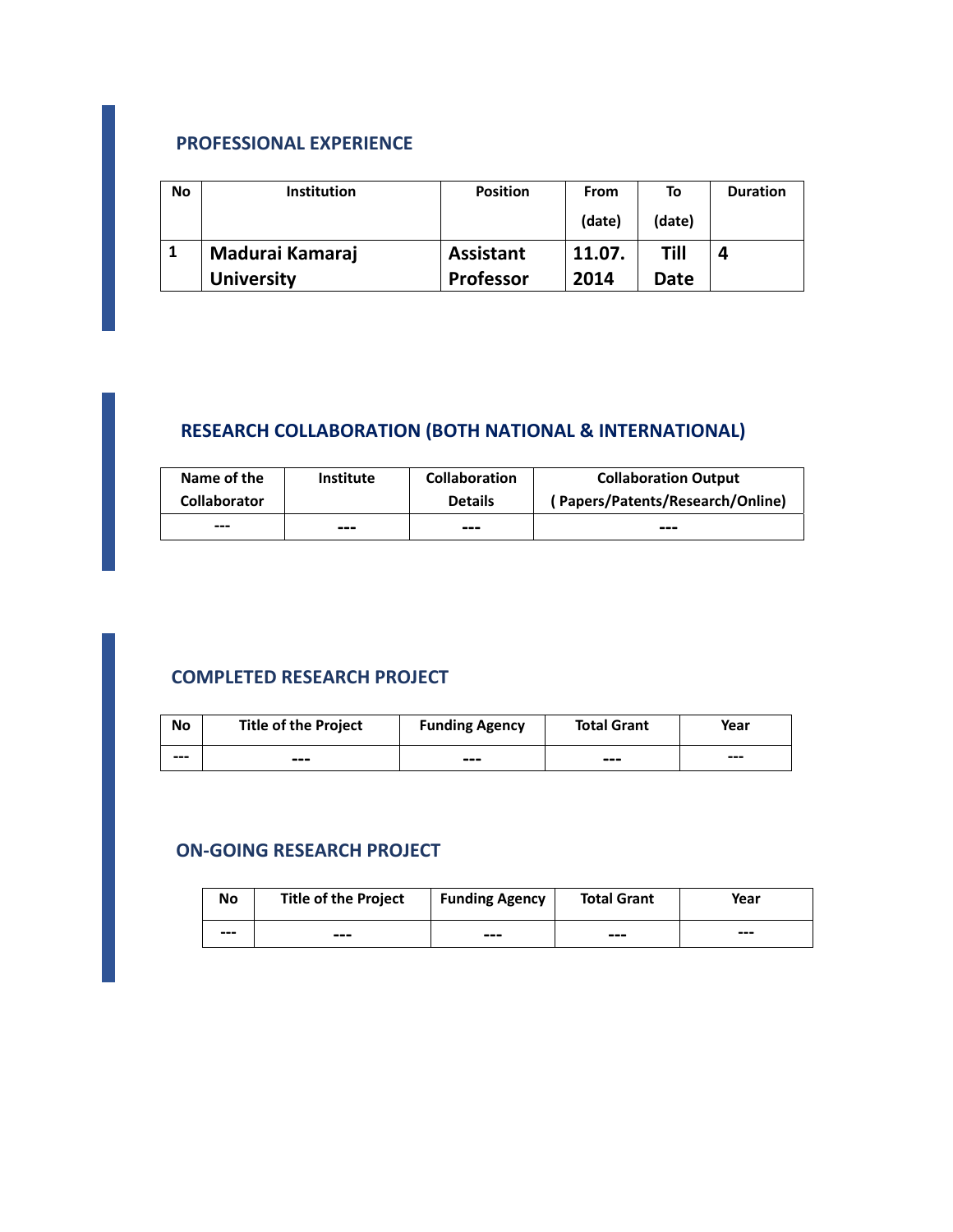## PROFESSIONAL EXPERIENCE

| No | Institution | Position | From (date) | To (date) | Duration |
| --- | --- | --- | --- | --- | --- |
| 1 | Madurai Kamaraj University | Assistant Professor | 11.07. 2014 | Till Date | 4 |

## RESEARCH COLLABORATION (BOTH NATIONAL & INTERNATIONAL)

| Name of the Collaborator | Institute | Collaboration Details | Collaboration Output ( Papers/Patents/Research/Online) |
| --- | --- | --- | --- |
| --- | --- | --- | --- |

## COMPLETED RESEARCH PROJECT

| No | Title of the Project | Funding Agency | Total Grant | Year |
| --- | --- | --- | --- | --- |
| --- | --- | --- | --- | --- |

## ON-GOING RESEARCH PROJECT

| No | Title of the Project | Funding Agency | Total Grant | Year |
| --- | --- | --- | --- | --- |
| --- | --- | --- | --- | --- |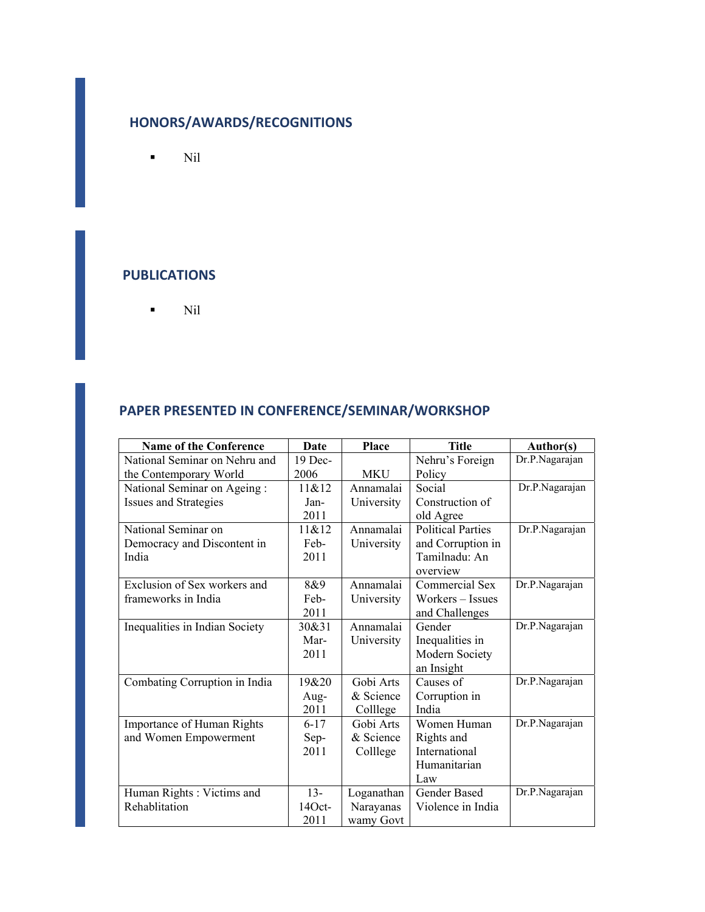## HONORS/AWARDS/RECOGNITIONS

- Nil

## PUBLICATIONS

- Nil

## PAPER PRESENTED IN CONFERENCE/SEMINAR/WORKSHOP

| Name of the Conference | Date | Place | Title | Author(s) |
|---|---|---|---|---|
| National Seminar on Nehru and the Contemporary World | 19 Dec-2006 | MKU | Nehru's Foreign Policy | Dr.P.Nagarajan |
| National Seminar on Ageing : Issues and Strategies | 11&12 Jan-2011 | Annamalai University | Social Construction of old Agree | Dr.P.Nagarajan |
| National Seminar on Democracy and Discontent in India | 11&12 Feb-2011 | Annamalai University | Political Parties and Corruption in Tamilnadu: An overview | Dr.P.Nagarajan |
| Exclusion of Sex workers and frameworks in India | 8&9 Feb-2011 | Annamalai University | Commercial Sex Workers – Issues and Challenges | Dr.P.Nagarajan |
| Inequalities in Indian Society | 30&31 Mar-2011 | Annamalai University | Gender Inequalities in Modern Society an Insight | Dr.P.Nagarajan |
| Combating Corruption in India | 19&20 Aug-2011 | Gobi Arts & Science Colllege | Causes of Corruption in India | Dr.P.Nagarajan |
| Importance of Human Rights and Women Empowerment | 6-17 Sep-2011 | Gobi Arts & Science Colllege | Women Human Rights and International Humanitarian Law | Dr.P.Nagarajan |
| Human Rights : Victims and Rehablitation | 13-14Oct-2011 | Loganathan Narayanas wamy Govt | Gender Based Violence in India | Dr.P.Nagarajan |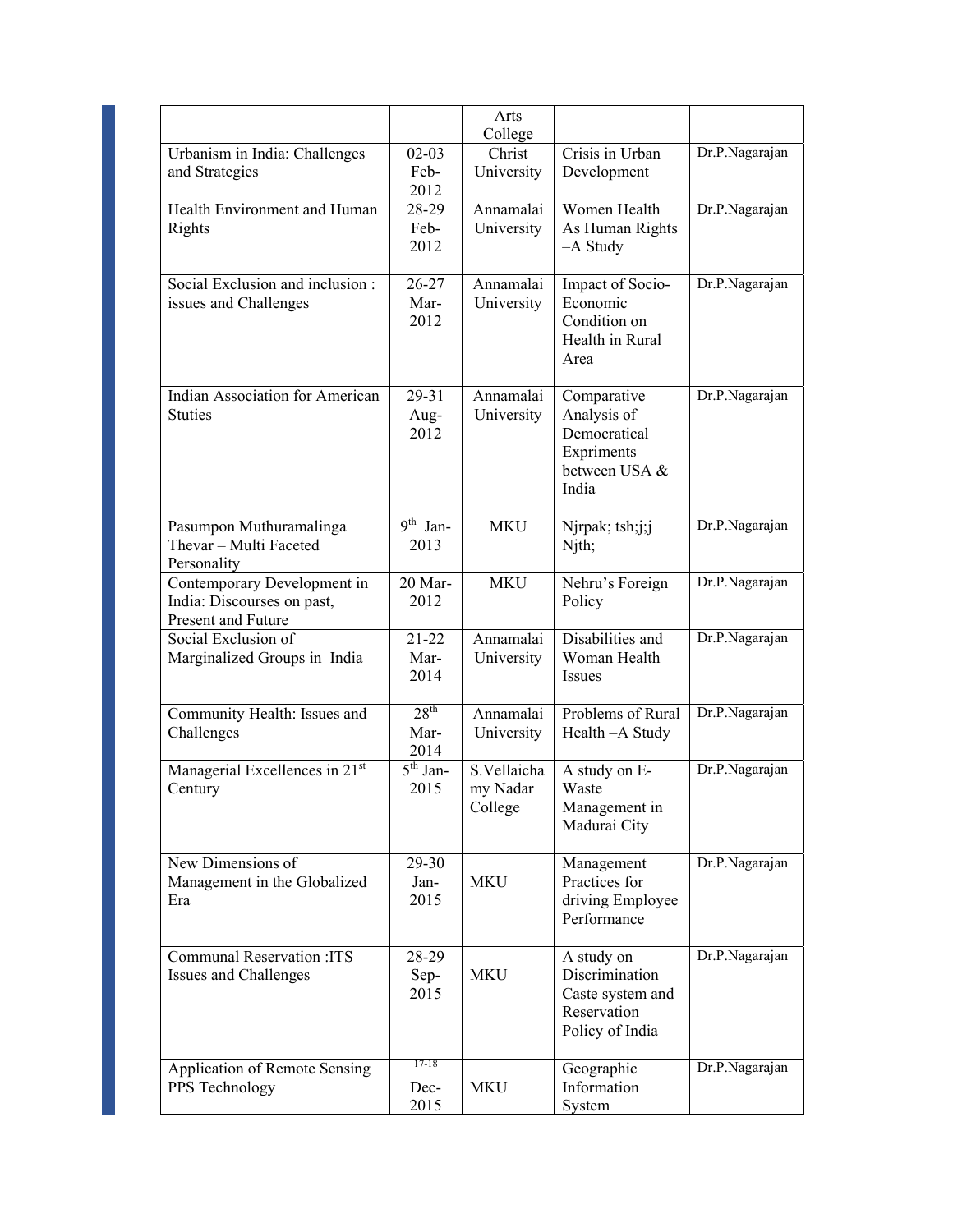| | | Arts College | | |
|---|---|---|---|---|
| Urbanism in India: Challenges and Strategies | 02-03 Feb-2012 | Christ University | Crisis in Urban Development | Dr.P.Nagarajan |
| Health Environment and Human Rights | 28-29 Feb-2012 | Annamalai University | Women Health As Human Rights –A Study | Dr.P.Nagarajan |
| Social Exclusion and inclusion : issues and Challenges | 26-27 Mar-2012 | Annamalai University | Impact of Socio-Economic Condition on Health in Rural Area | Dr.P.Nagarajan |
| Indian Association for American Stuties | 29-31 Aug-2012 | Annamalai University | Comparative Analysis of Democratical Expriments between USA & India | Dr.P.Nagarajan |
| Pasumpon Muthuramalinga Thevar – Multi Faceted Personality | 9th Jan-2013 | MKU | Njrpak; tsh;j;j Njth; | Dr.P.Nagarajan |
| Contemporary Development in India: Discourses on past, Present and Future | 20 Mar-2012 | MKU | Nehru's Foreign Policy | Dr.P.Nagarajan |
| Social Exclusion of Marginalized Groups in India | 21-22 Mar-2014 | Annamalai University | Disabilities and Woman Health Issues | Dr.P.Nagarajan |
| Community Health: Issues and Challenges | 28th Mar-2014 | Annamalai University | Problems of Rural Health –A Study | Dr.P.Nagarajan |
| Managerial Excellences in 21st Century | 5th Jan-2015 | S.Vellaichamy Nadar College | A study on E-Waste Management in Madurai City | Dr.P.Nagarajan |
| New Dimensions of Management in the Globalized Era | 29-30 Jan-2015 | MKU | Management Practices for driving Employee Performance | Dr.P.Nagarajan |
| Communal Reservation :ITS Issues and Challenges | 28-29 Sep-2015 | MKU | A study on Discrimination Caste system and Reservation Policy of India | Dr.P.Nagarajan |
| Application of Remote Sensing PPS Technology | 17-18 Dec-2015 | MKU | Geographic Information System | Dr.P.Nagarajan |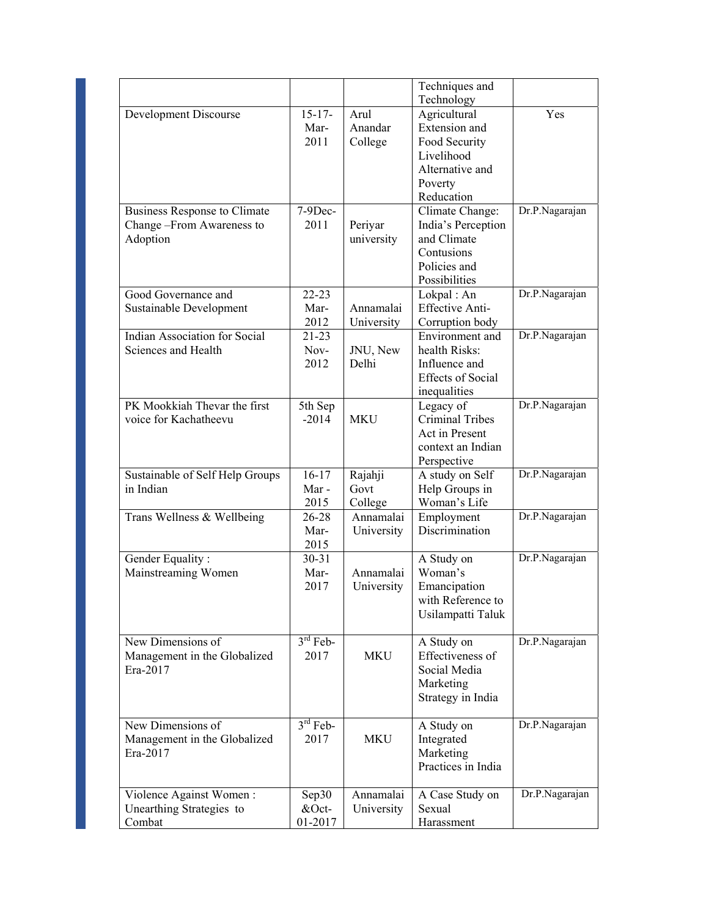| | | | | |
|---|---|---|---|---|
| | | | Techniques and Technology | |
| Development Discourse | 15-17-Mar-2011 | Arul Anandar College | Agricultural Extension and Food Security Livelihood Alternative and Poverty Reducation | Yes |
| Business Response to Climate Change –From Awareness to Adoption | 7-9Dec-2011 | Periyar university | Climate Change: India's Perception and Climate Contusions Policies and Possibilities | Dr.P.Nagarajan |
| Good Governance and Sustainable Development | 22-23 Mar-2012 | Annamalai University | Lokpal : An Effective Anti-Corruption body | Dr.P.Nagarajan |
| Indian Association for Social Sciences and Health | 21-23 Nov-2012 | JNU, New Delhi | Environment and health Risks: Influence and Effects of Social inequalities | Dr.P.Nagarajan |
| PK Mookkiah Thevar the first voice for Kachatheevu | 5th Sep -2014 | MKU | Legacy of Criminal Tribes Act in Present context an Indian Perspective | Dr.P.Nagarajan |
| Sustainable of Self Help Groups in Indian | 16-17 Mar - 2015 | Rajahji Govt College | A study on Self Help Groups in Woman's Life | Dr.P.Nagarajan |
| Trans Wellness & Wellbeing | 26-28 Mar-2015 | Annamalai University | Employment Discrimination | Dr.P.Nagarajan |
| Gender Equality : Mainstreaming Women | 30-31 Mar-2017 | Annamalai University | A Study on Woman's Emancipation with Reference to Usilampatti Taluk | Dr.P.Nagarajan |
| New Dimensions of Management in the Globalized Era-2017 | 3rd Feb-2017 | MKU | A Study on Effectiveness of Social Media Marketing Strategy in India | Dr.P.Nagarajan |
| New Dimensions of Management in the Globalized Era-2017 | 3rd Feb-2017 | MKU | A Study on Integrated Marketing Practices in India | Dr.P.Nagarajan |
| Violence Against Women : Unearthing Strategies to Combat | Sep30 &Oct-01-2017 | Annamalai University | A Case Study on Sexual Harassment | Dr.P.Nagarajan |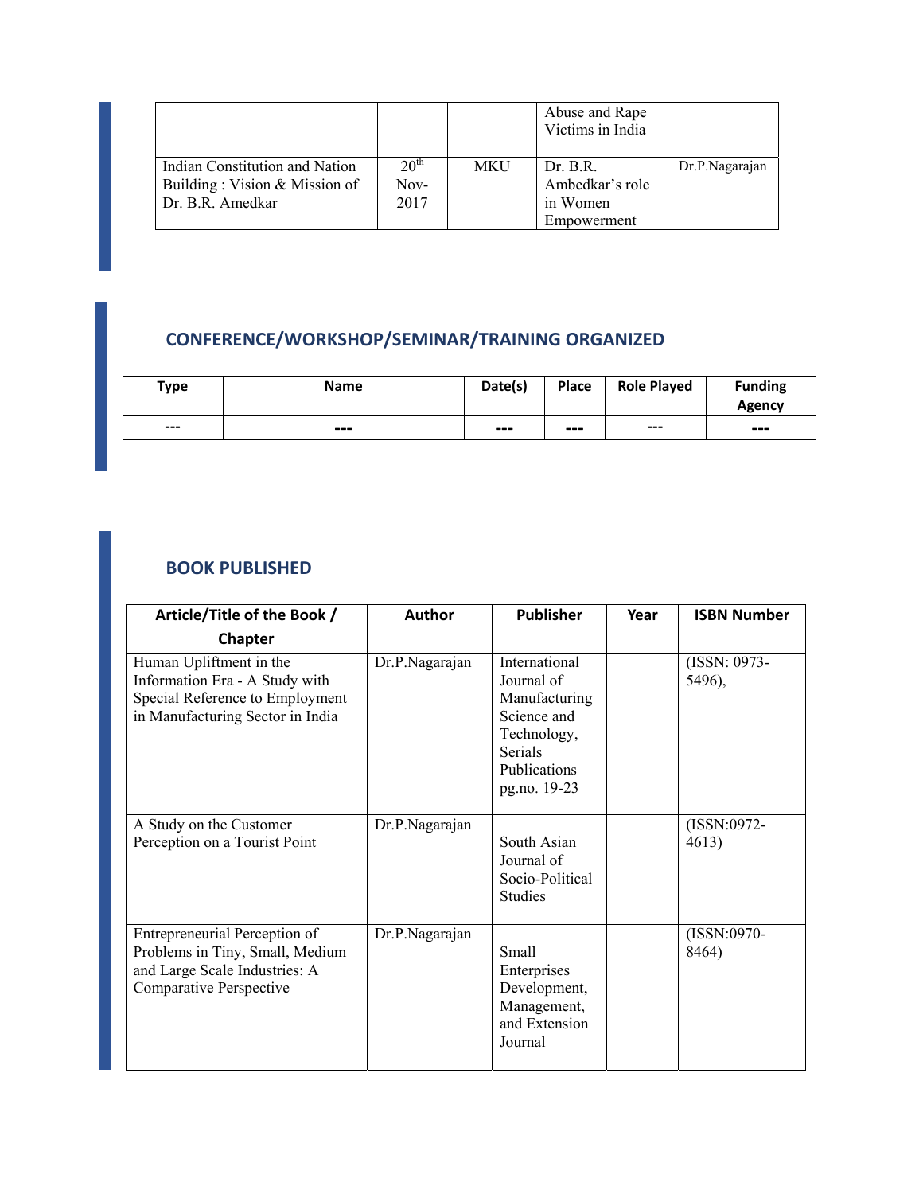|  |  |  | Abuse and Rape Victims in India |  |
| --- | --- | --- | --- | --- |
| Indian Constitution and Nation Building : Vision & Mission of Dr. B.R. Amedkar | 20th Nov-2017 | MKU | Dr. B.R. Ambedkar's role in Women Empowerment | Dr.P.Nagarajan |

## CONFERENCE/WORKSHOP/SEMINAR/TRAINING ORGANIZED

| Type | Name | Date(s) | Place | Role Played | Funding Agency |
| --- | --- | --- | --- | --- | --- |
| --- | --- | --- | --- | --- | --- |

## BOOK PUBLISHED

| Article/Title of the Book / Chapter | Author | Publisher | Year | ISBN Number |
| --- | --- | --- | --- | --- |
| Human Upliftment in the Information Era - A Study with Special Reference to Employment in Manufacturing Sector in India | Dr.P.Nagarajan | International Journal of Manufacturing Science and Technology, Serials Publications pg.no. 19-23 |  | (ISSN: 0973-5496), |
| A Study on the Customer Perception on a Tourist Point | Dr.P.Nagarajan | South Asian Journal of Socio-Political Studies |  | (ISSN:0972-4613) |
| Entrepreneurial Perception of Problems in Tiny, Small, Medium and Large Scale Industries: A Comparative Perspective | Dr.P.Nagarajan | Small Enterprises Development, Management, and Extension Journal |  | (ISSN:0970-8464) |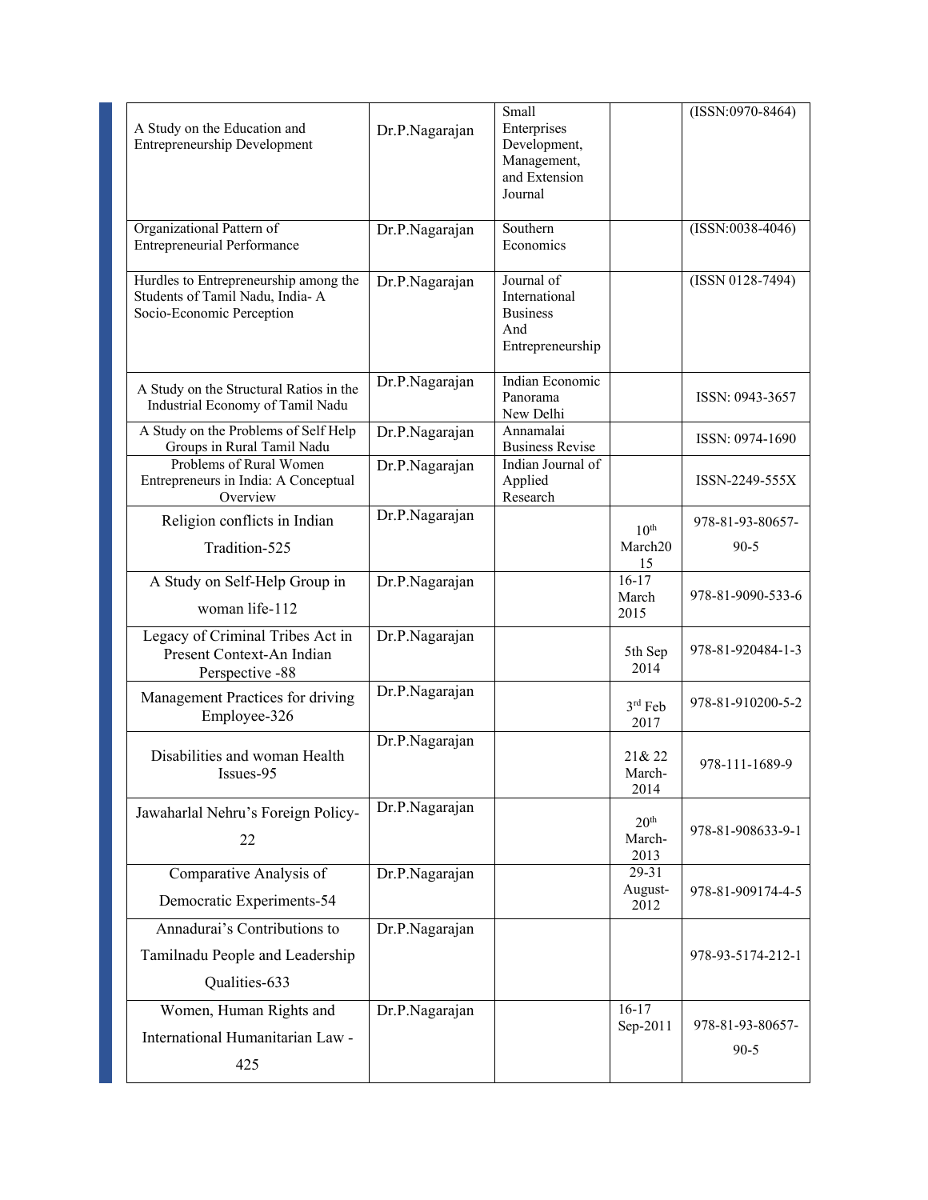| | | | | |
|---|---|---|---|---|
| A Study on the Education and Entrepreneurship Development | Dr.P.Nagarajan | Small Enterprises Development, Management, and Extension Journal | | (ISSN:0970-8464) |
| Organizational Pattern of Entrepreneurial Performance | Dr.P.Nagarajan | Southern Economics | | (ISSN:0038-4046) |
| Hurdles to Entrepreneurship among the Students of Tamil Nadu, India- A Socio-Economic Perception | Dr.P.Nagarajan | Journal of International Business And Entrepreneurship | | (ISSN 0128-7494) |
| A Study on the Structural Ratios in the Industrial Economy of Tamil Nadu | Dr.P.Nagarajan | Indian Economic Panorama New Delhi | | ISSN: 0943-3657 |
| A Study on the Problems of Self Help Groups in Rural Tamil Nadu | Dr.P.Nagarajan | Annamalai Business Revise | | ISSN: 0974-1690 |
| Problems of Rural Women Entrepreneurs in India: A Conceptual Overview | Dr.P.Nagarajan | Indian Journal of Applied Research | | ISSN-2249-555X |
| Religion conflicts in Indian Tradition-525 | Dr.P.Nagarajan | | 10th March2015 | 978-81-93-80657-90-5 |
| A Study on Self-Help Group in woman life-112 | Dr.P.Nagarajan | | 16-17 March 2015 | 978-81-9090-533-6 |
| Legacy of Criminal Tribes Act in Present Context-An Indian Perspective -88 | Dr.P.Nagarajan | | 5th Sep 2014 | 978-81-920484-1-3 |
| Management Practices for driving Employee-326 | Dr.P.Nagarajan | | 3rd Feb 2017 | 978-81-910200-5-2 |
| Disabilities and woman Health Issues-95 | Dr.P.Nagarajan | | 21& 22 March-2014 | 978-111-1689-9 |
| Jawaharlal Nehru's Foreign Policy-22 | Dr.P.Nagarajan | | 20th March-2013 | 978-81-908633-9-1 |
| Comparative Analysis of Democratic Experiments-54 | Dr.P.Nagarajan | | 29-31 August-2012 | 978-81-909174-4-5 |
| Annadurai's Contributions to Tamilnadu People and Leadership Qualities-633 | Dr.P.Nagarajan | | | 978-93-5174-212-1 |
| Women, Human Rights and International Humanitarian Law -425 | Dr.P.Nagarajan | | 16-17 Sep-2011 | 978-81-93-80657-90-5 |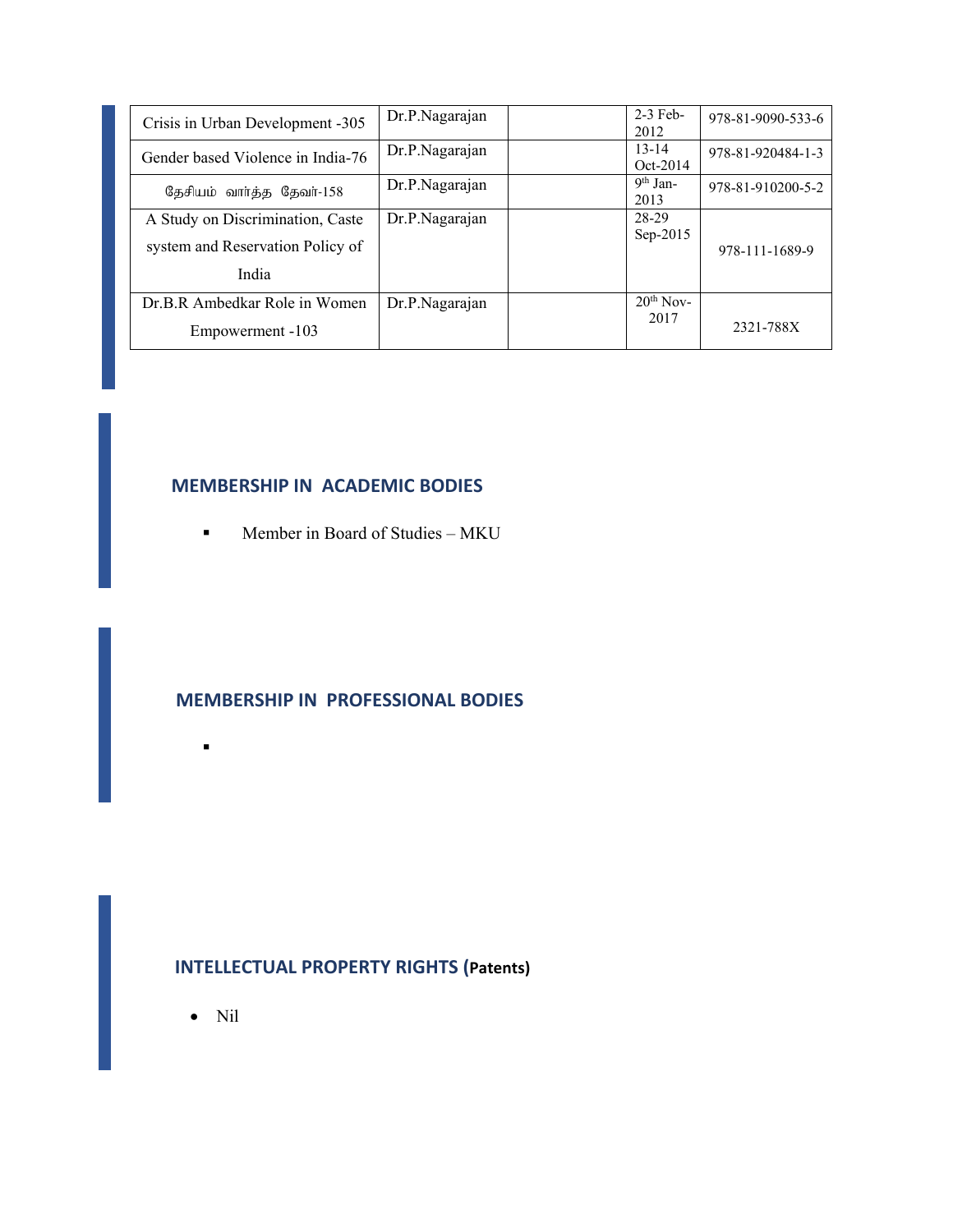| | | | | |
|---|---|---|---|---|
| Crisis in Urban Development -305 | Dr.P.Nagarajan | | 2-3 Feb-2012 | 978-81-9090-533-6 |
| Gender based Violence in India-76 | Dr.P.Nagarajan | | 13-14 Oct-2014 | 978-81-920484-1-3 |
| தேசியம் வார்த்த தேவர்-158 | Dr.P.Nagarajan | | 9th Jan-2013 | 978-81-910200-5-2 |
| A Study on Discrimination, Caste system and Reservation Policy of India | Dr.P.Nagarajan | | 28-29 Sep-2015 | 978-111-1689-9 |
| Dr.B.R Ambedkar Role in Women Empowerment -103 | Dr.P.Nagarajan | | 20th Nov-2017 | 2321-788X |

## MEMBERSHIP IN ACADEMIC BODIES

- Member in Board of Studies – MKU

## MEMBERSHIP IN PROFESSIONAL BODIES

-

## INTELLECTUAL PROPERTY RIGHTS (Patents)

- Nil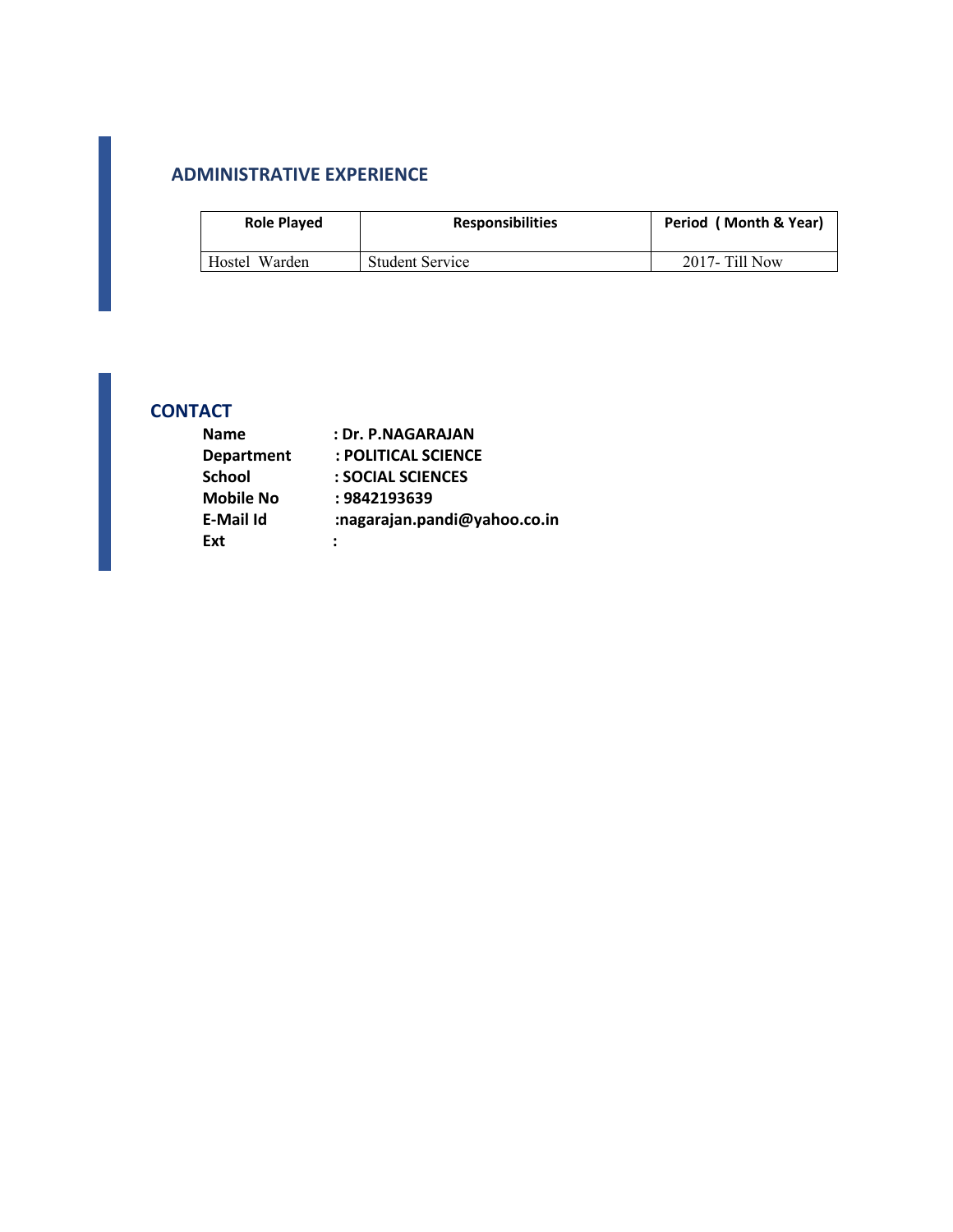## ADMINISTRATIVE EXPERIENCE

| Role Played | Responsibilities | Period ( Month & Year) |
|---|---|---|
| Hostel Warden | Student Service | 2017- Till Now |

## CONTACT

**Name** : **Dr. P.NAGARAJAN**
**Department** : **POLITICAL SCIENCE**
**School** : **SOCIAL SCIENCES**
**Mobile No** : **9842193639**
**E-Mail Id** :**nagarajan.pandi@yahoo.co.in**
**Ext** :